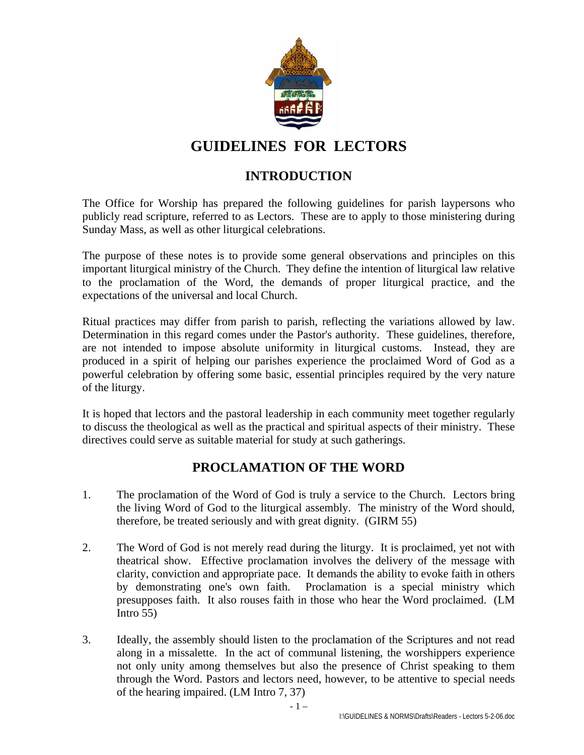# GUIDELINES FOR LECTORS

## INTRODUCTION

The Office for Worship has prepared the following guidelines for parish laypersons who publicly read scripture, referred to as Lectors. These are to apply to those ministering during Sunday Mass, as well as other liturgical celebrations.

The purpose of these notes is to provide some general observations and principles on this important liturgical ministry of the Church. They define the intention of liturgical law relative to the proclamation of the Word, the demands of proper liturgical practice, and the expectations of the universal and local Church.

Ritual practices may differ from parish to parish, reflecting the variations allowed by law. Determination in this regard comes under the Pastor's authority. These guidelines, therefore, are not intended to impose absolute uniformity in liturgical customs. Instead, they are produced in a spirit of helping our parishes experience the proclaimed Word of God as a powerful celebration by offering some basic, essential principles required by the very nature of the liturgy.

It is hoped that lectors and the pastoral leadership in each community meet together regularly to discuss the theological as well as the practical and spiritual aspects of their ministry. These directives could serve as suitable material for study at such gatherings.

## PROCLAMATION OF THE WORD

1. The proclamation of the Word of God is truly a service to the Church. Lectors bring the living Word of God to the liturgical assembly. The ministry of the Word should, therefore, be treated seriously and with great dignity. (GIRM 55)

2. The Word of God is not merely read during the liturgy. It is proclaimed, yet not with theatrical show. Effective proclamation involves the delivery of the message with clarity, conviction and appropriate pace. It demands the ability to evoke faith in others by demonstrating one's own faith. Proclamation is a special ministry which presupposes faith. It also rouses faith in those who hear the Word proclaimed. (LM Intro 55)

3. Ideally, the assembly should listen to the proclamation of the Scriptures and not read along in a missalette. In the act of communal listening, the worshippers experience not only unity among themselves but also the presence of Christ speaking to them through the Word. Pastors and lectors need, however, to be attentive to special needs of the hearing impaired. (LM Intro 7, 37)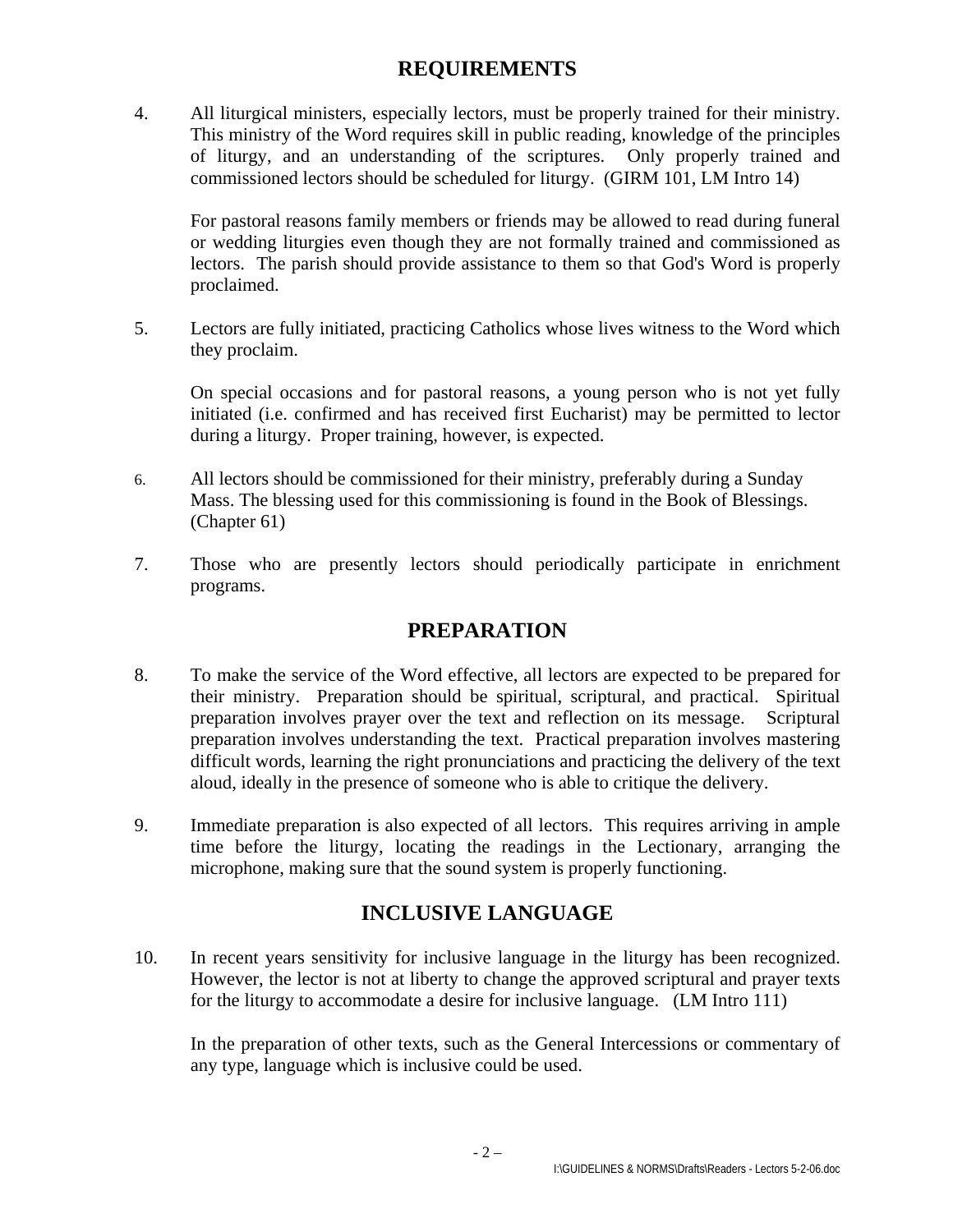## REQUIREMENTS

4. All liturgical ministers, especially lectors, must be properly trained for their ministry. This ministry of the Word requires skill in public reading, knowledge of the principles of liturgy, and an understanding of the scriptures. Only properly trained and commissioned lectors should be scheduled for liturgy. (GIRM 101, LM Intro 14)

   For pastoral reasons family members or friends may be allowed to read during funeral or wedding liturgies even though they are not formally trained and commissioned as lectors. The parish should provide assistance to them so that God's Word is properly proclaimed.

5. Lectors are fully initiated, practicing Catholics whose lives witness to the Word which they proclaim.

   On special occasions and for pastoral reasons, a young person who is not yet fully initiated (i.e. confirmed and has received first Eucharist) may be permitted to lector during a liturgy. Proper training, however, is expected.

6. All lectors should be commissioned for their ministry, preferably during a Sunday Mass. The blessing used for this commissioning is found in the Book of Blessings. (Chapter 61)

7. Those who are presently lectors should periodically participate in enrichment programs.

## PREPARATION

8. To make the service of the Word effective, all lectors are expected to be prepared for their ministry. Preparation should be spiritual, scriptural, and practical. Spiritual preparation involves prayer over the text and reflection on its message. Scriptural preparation involves understanding the text. Practical preparation involves mastering difficult words, learning the right pronunciations and practicing the delivery of the text aloud, ideally in the presence of someone who is able to critique the delivery.

9. Immediate preparation is also expected of all lectors. This requires arriving in ample time before the liturgy, locating the readings in the Lectionary, arranging the microphone, making sure that the sound system is properly functioning.

## INCLUSIVE LANGUAGE

10. In recent years sensitivity for inclusive language in the liturgy has been recognized. However, the lector is not at liberty to change the approved scriptural and prayer texts for the liturgy to accommodate a desire for inclusive language. (LM Intro 111)

    In the preparation of other texts, such as the General Intercessions or commentary of any type, language which is inclusive could be used.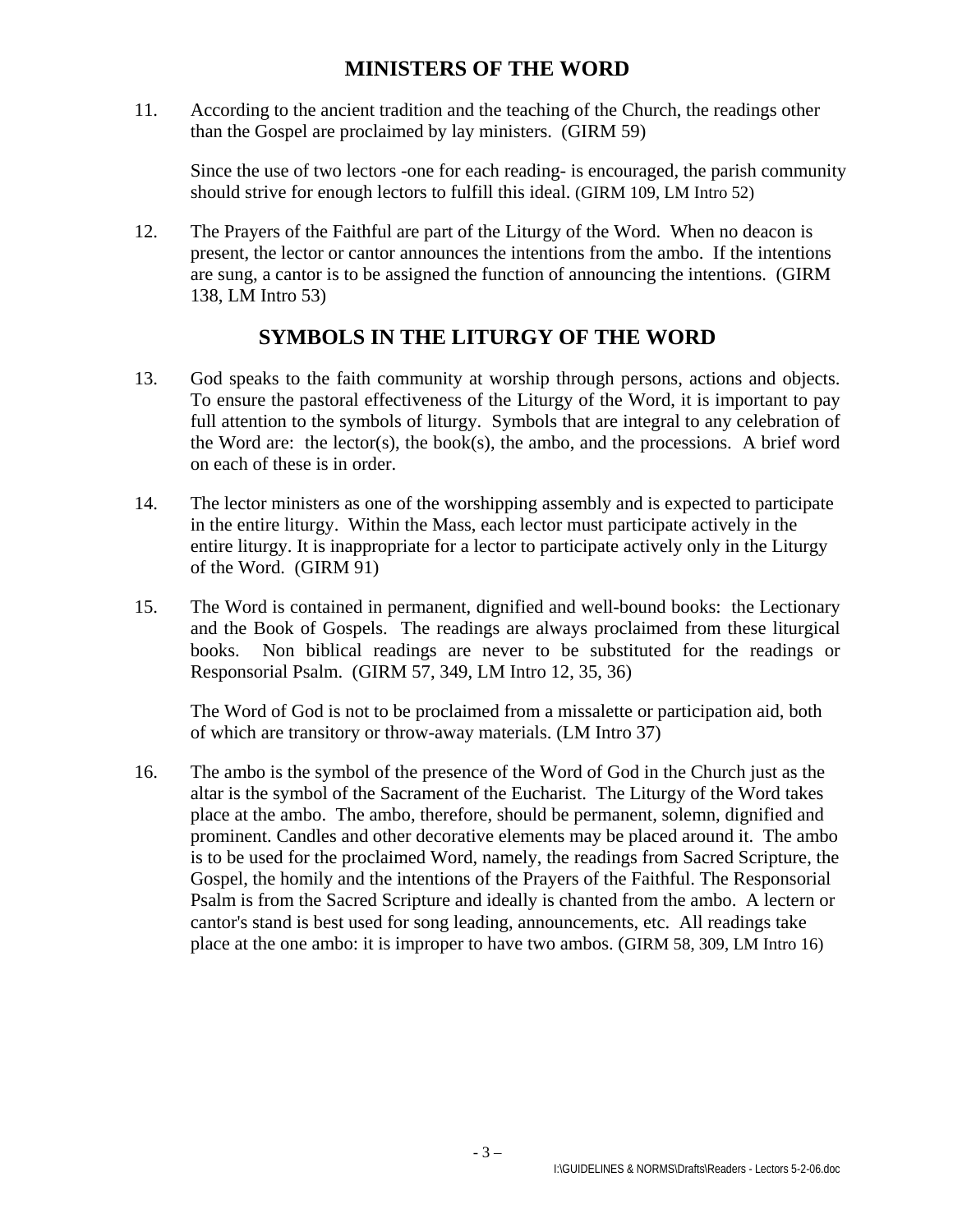## MINISTERS OF THE WORD

11. According to the ancient tradition and the teaching of the Church, the readings other than the Gospel are proclaimed by lay ministers. (GIRM 59)

    Since the use of two lectors -one for each reading- is encouraged, the parish community should strive for enough lectors to fulfill this ideal. (GIRM 109, LM Intro 52)

12. The Prayers of the Faithful are part of the Liturgy of the Word. When no deacon is present, the lector or cantor announces the intentions from the ambo. If the intentions are sung, a cantor is to be assigned the function of announcing the intentions. (GIRM 138, LM Intro 53)

## SYMBOLS IN THE LITURGY OF THE WORD

13. God speaks to the faith community at worship through persons, actions and objects. To ensure the pastoral effectiveness of the Liturgy of the Word, it is important to pay full attention to the symbols of liturgy. Symbols that are integral to any celebration of the Word are: the lector(s), the book(s), the ambo, and the processions. A brief word on each of these is in order.

14. The lector ministers as one of the worshipping assembly and is expected to participate in the entire liturgy. Within the Mass, each lector must participate actively in the entire liturgy. It is inappropriate for a lector to participate actively only in the Liturgy of the Word. (GIRM 91)

15. The Word is contained in permanent, dignified and well-bound books: the Lectionary and the Book of Gospels. The readings are always proclaimed from these liturgical books. Non biblical readings are never to be substituted for the readings or Responsorial Psalm. (GIRM 57, 349, LM Intro 12, 35, 36)

    The Word of God is not to be proclaimed from a missalette or participation aid, both of which are transitory or throw-away materials. (LM Intro 37)

16. The ambo is the symbol of the presence of the Word of God in the Church just as the altar is the symbol of the Sacrament of the Eucharist. The Liturgy of the Word takes place at the ambo. The ambo, therefore, should be permanent, solemn, dignified and prominent. Candles and other decorative elements may be placed around it. The ambo is to be used for the proclaimed Word, namely, the readings from Sacred Scripture, the Gospel, the homily and the intentions of the Prayers of the Faithful. The Responsorial Psalm is from the Sacred Scripture and ideally is chanted from the ambo. A lectern or cantor's stand is best used for song leading, announcements, etc. All readings take place at the one ambo: it is improper to have two ambos. (GIRM 58, 309, LM Intro 16)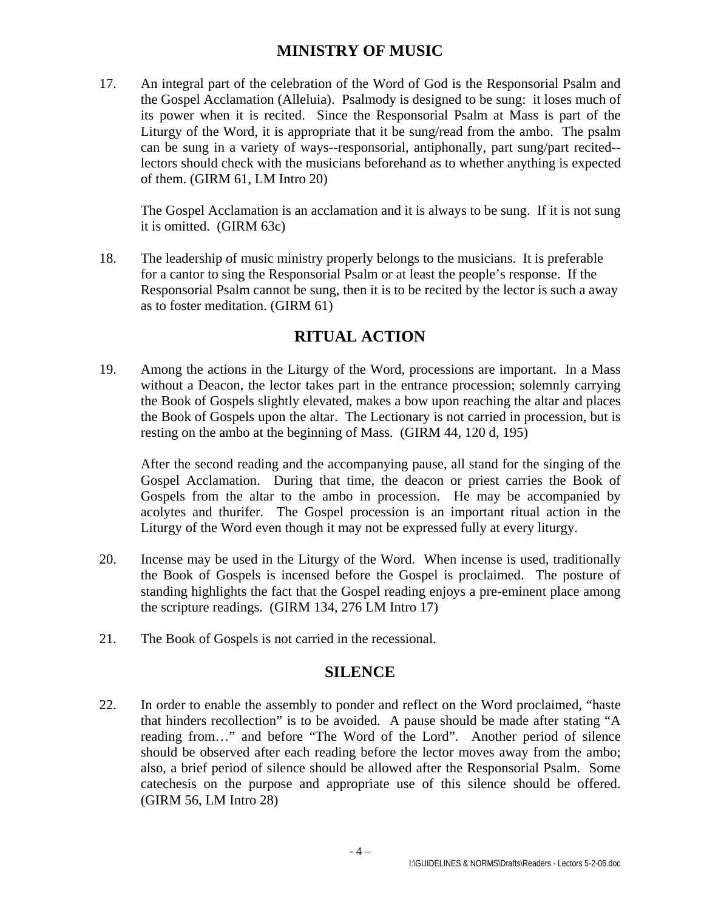## MINISTRY OF MUSIC

17. An integral part of the celebration of the Word of God is the Responsorial Psalm and the Gospel Acclamation (Alleluia). Psalmody is designed to be sung: it loses much of its power when it is recited. Since the Responsorial Psalm at Mass is part of the Liturgy of the Word, it is appropriate that it be sung/read from the ambo. The psalm can be sung in a variety of ways--responsorial, antiphonally, part sung/part recited--lectors should check with the musicians beforehand as to whether anything is expected of them. (GIRM 61, LM Intro 20)

    The Gospel Acclamation is an acclamation and it is always to be sung. If it is not sung it is omitted. (GIRM 63c)

18. The leadership of music ministry properly belongs to the musicians. It is preferable for a cantor to sing the Responsorial Psalm or at least the people's response. If the Responsorial Psalm cannot be sung, then it is to be recited by the lector is such a away as to foster meditation. (GIRM 61)

## RITUAL ACTION

19. Among the actions in the Liturgy of the Word, processions are important. In a Mass without a Deacon, the lector takes part in the entrance procession; solemnly carrying the Book of Gospels slightly elevated, makes a bow upon reaching the altar and places the Book of Gospels upon the altar. The Lectionary is not carried in procession, but is resting on the ambo at the beginning of Mass. (GIRM 44, 120 d, 195)

    After the second reading and the accompanying pause, all stand for the singing of the Gospel Acclamation. During that time, the deacon or priest carries the Book of Gospels from the altar to the ambo in procession. He may be accompanied by acolytes and thurifer. The Gospel procession is an important ritual action in the Liturgy of the Word even though it may not be expressed fully at every liturgy.

20. Incense may be used in the Liturgy of the Word. When incense is used, traditionally the Book of Gospels is incensed before the Gospel is proclaimed. The posture of standing highlights the fact that the Gospel reading enjoys a pre-eminent place among the scripture readings. (GIRM 134, 276 LM Intro 17)

21. The Book of Gospels is not carried in the recessional.

## SILENCE

22. In order to enable the assembly to ponder and reflect on the Word proclaimed, "haste that hinders recollection" is to be avoided. A pause should be made after stating "A reading from…" and before "The Word of the Lord". Another period of silence should be observed after each reading before the lector moves away from the ambo; also, a brief period of silence should be allowed after the Responsorial Psalm. Some catechesis on the purpose and appropriate use of this silence should be offered. (GIRM 56, LM Intro 28)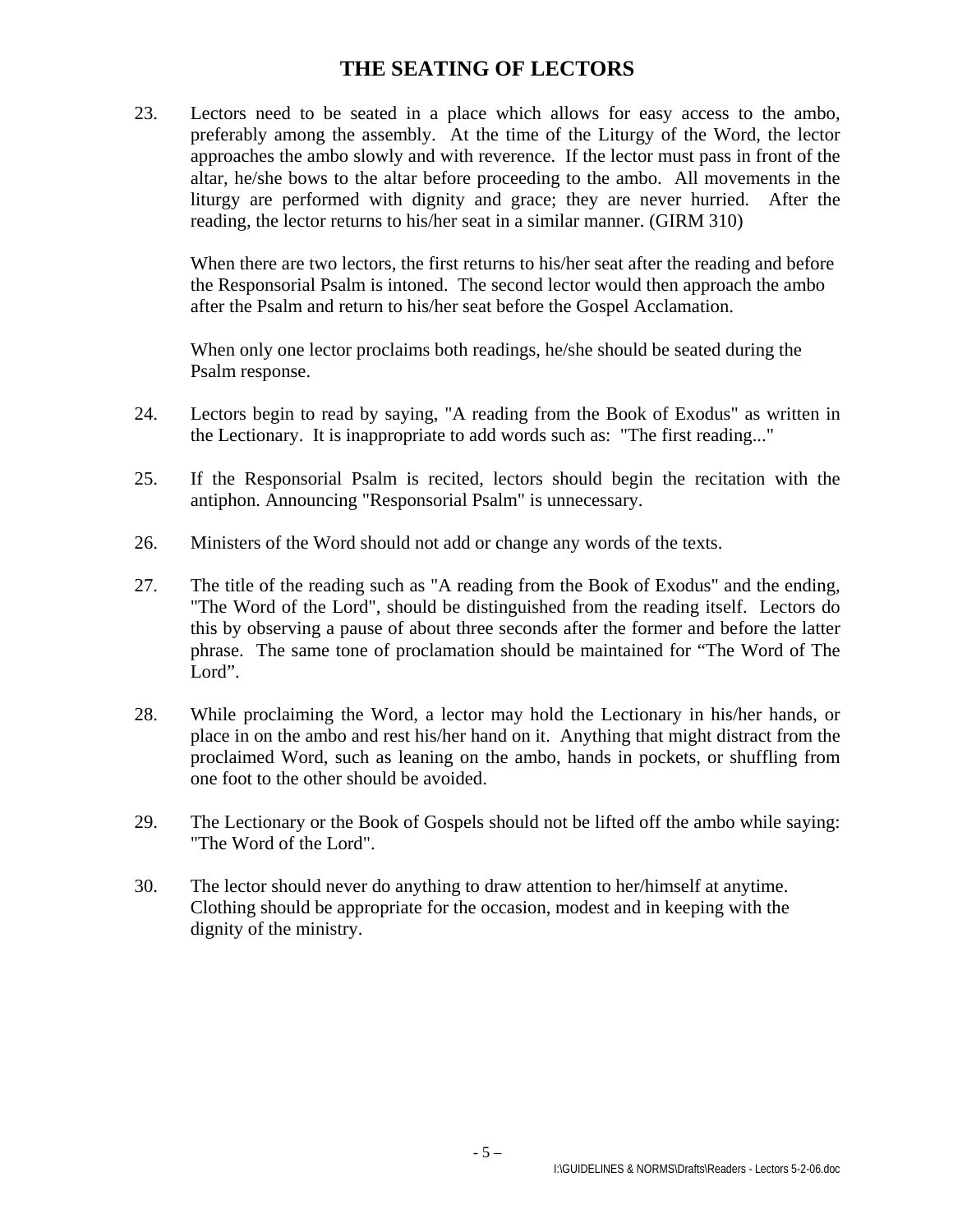## THE SEATING OF LECTORS

23. Lectors need to be seated in a place which allows for easy access to the ambo, preferably among the assembly. At the time of the Liturgy of the Word, the lector approaches the ambo slowly and with reverence. If the lector must pass in front of the altar, he/she bows to the altar before proceeding to the ambo. All movements in the liturgy are performed with dignity and grace; they are never hurried. After the reading, the lector returns to his/her seat in a similar manner. (GIRM 310)

    When there are two lectors, the first returns to his/her seat after the reading and before the Responsorial Psalm is intoned. The second lector would then approach the ambo after the Psalm and return to his/her seat before the Gospel Acclamation.

    When only one lector proclaims both readings, he/she should be seated during the Psalm response.

24. Lectors begin to read by saying, "A reading from the Book of Exodus" as written in the Lectionary. It is inappropriate to add words such as: "The first reading..."

25. If the Responsorial Psalm is recited, lectors should begin the recitation with the antiphon. Announcing "Responsorial Psalm" is unnecessary.

26. Ministers of the Word should not add or change any words of the texts.

27. The title of the reading such as "A reading from the Book of Exodus" and the ending, "The Word of the Lord", should be distinguished from the reading itself. Lectors do this by observing a pause of about three seconds after the former and before the latter phrase. The same tone of proclamation should be maintained for "The Word of The Lord".

28. While proclaiming the Word, a lector may hold the Lectionary in his/her hands, or place in on the ambo and rest his/her hand on it. Anything that might distract from the proclaimed Word, such as leaning on the ambo, hands in pockets, or shuffling from one foot to the other should be avoided.

29. The Lectionary or the Book of Gospels should not be lifted off the ambo while saying: "The Word of the Lord".

30. The lector should never do anything to draw attention to her/himself at anytime. Clothing should be appropriate for the occasion, modest and in keeping with the dignity of the ministry.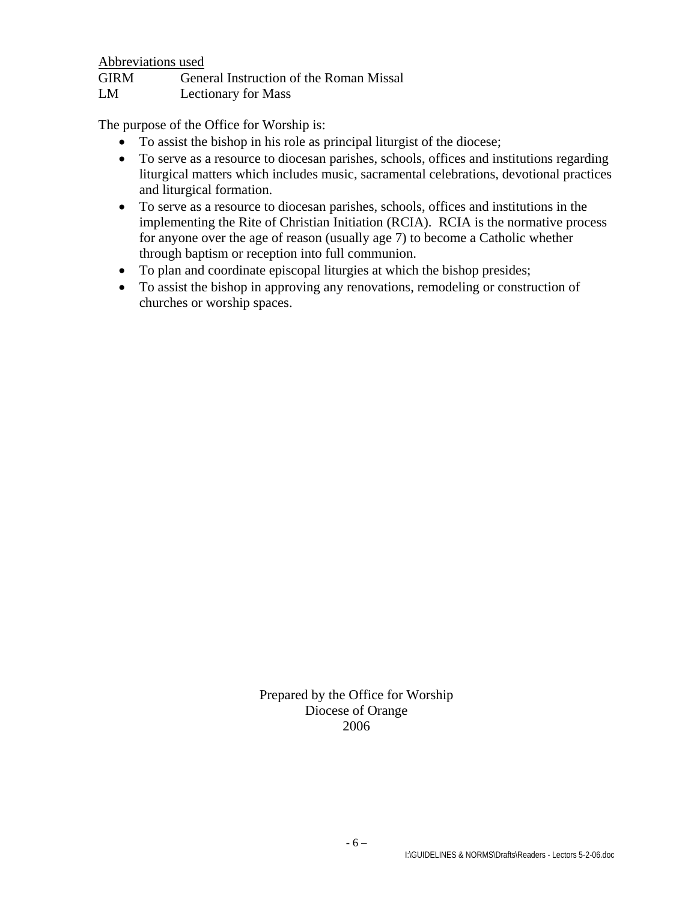Abbreviations used

| | |
|---|---|
| GIRM | General Instruction of the Roman Missal |
| LM | Lectionary for Mass |

The purpose of the Office for Worship is:

- To assist the bishop in his role as principal liturgist of the diocese;
- To serve as a resource to diocesan parishes, schools, offices and institutions regarding liturgical matters which includes music, sacramental celebrations, devotional practices and liturgical formation.
- To serve as a resource to diocesan parishes, schools, offices and institutions in the implementing the Rite of Christian Initiation (RCIA). RCIA is the normative process for anyone over the age of reason (usually age 7) to become a Catholic whether through baptism or reception into full communion.
- To plan and coordinate episcopal liturgies at which the bishop presides;
- To assist the bishop in approving any renovations, remodeling or construction of churches or worship spaces.

Prepared by the Office for Worship
Diocese of Orange
2006

I:\GUIDELINES & NORMS\Drafts\Readers - Lectors 5-2-06.doc